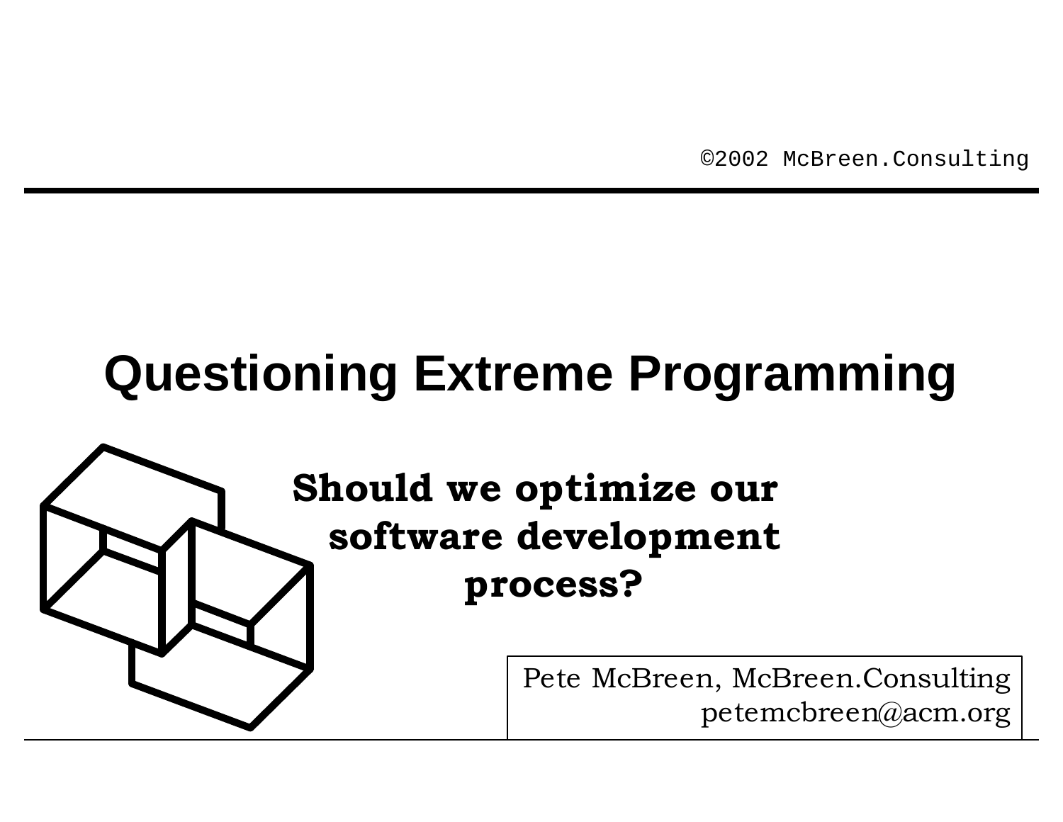©2002 McBreen.Consulting

# Questioning Extreme Programming

## Should we optimize our software development process?

Pete McBreen, McBreen.Consulting
petemcbreen@acm.org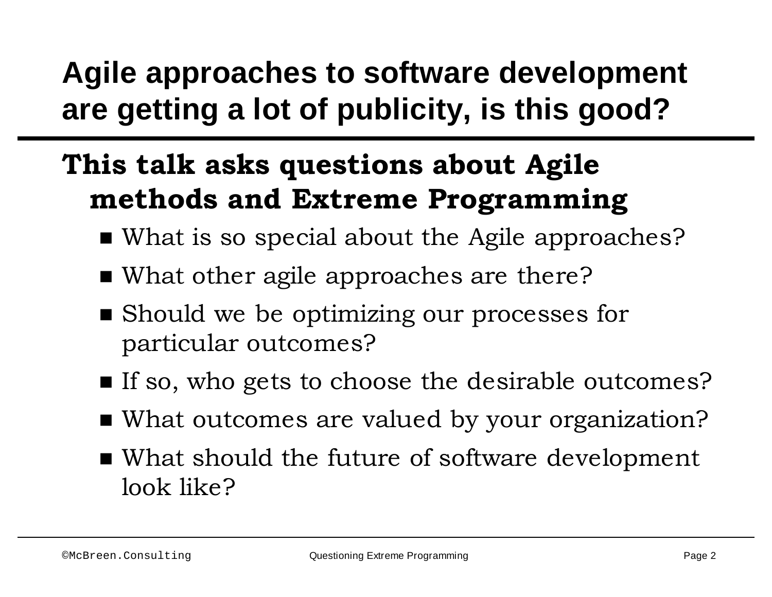# Agile approaches to software development are getting a lot of publicity, is this good?

## This talk asks questions about Agile methods and Extreme Programming

- What is so special about the Agile approaches?
- What other agile approaches are there?
- Should we be optimizing our processes for particular outcomes?
- If so, who gets to choose the desirable outcomes?
- What outcomes are valued by your organization?
- What should the future of software development look like?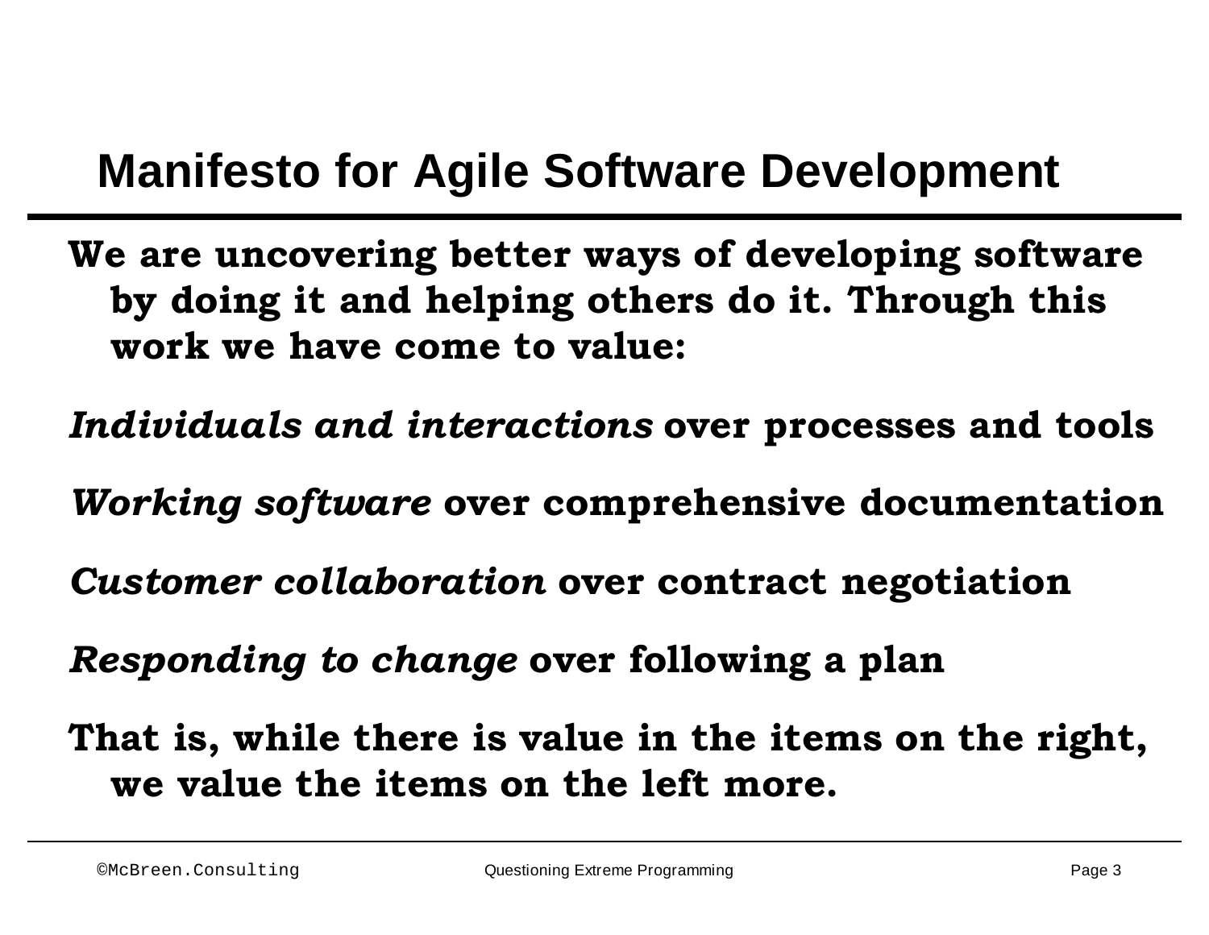# Manifesto for Agile Software Development

**We are uncovering better ways of developing software by doing it and helping others do it. Through this work we have come to value:**

***Individuals and interactions*** **over processes and tools**

***Working software*** **over comprehensive documentation**

***Customer collaboration*** **over contract negotiation**

***Responding to change*** **over following a plan**

**That is, while there is value in the items on the right, we value the items on the left more.**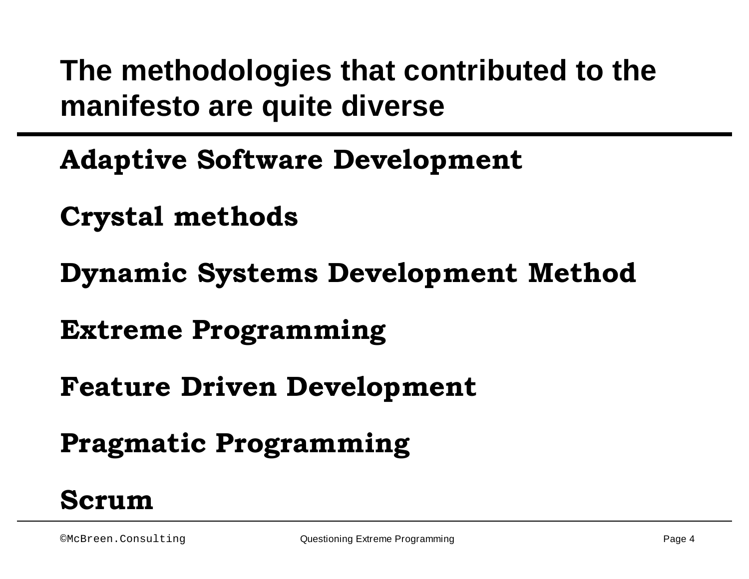# The methodologies that contributed to the manifesto are quite diverse

**Adaptive Software Development**

**Crystal methods**

**Dynamic Systems Development Method**

**Extreme Programming**

**Feature Driven Development**

**Pragmatic Programming**

**Scrum**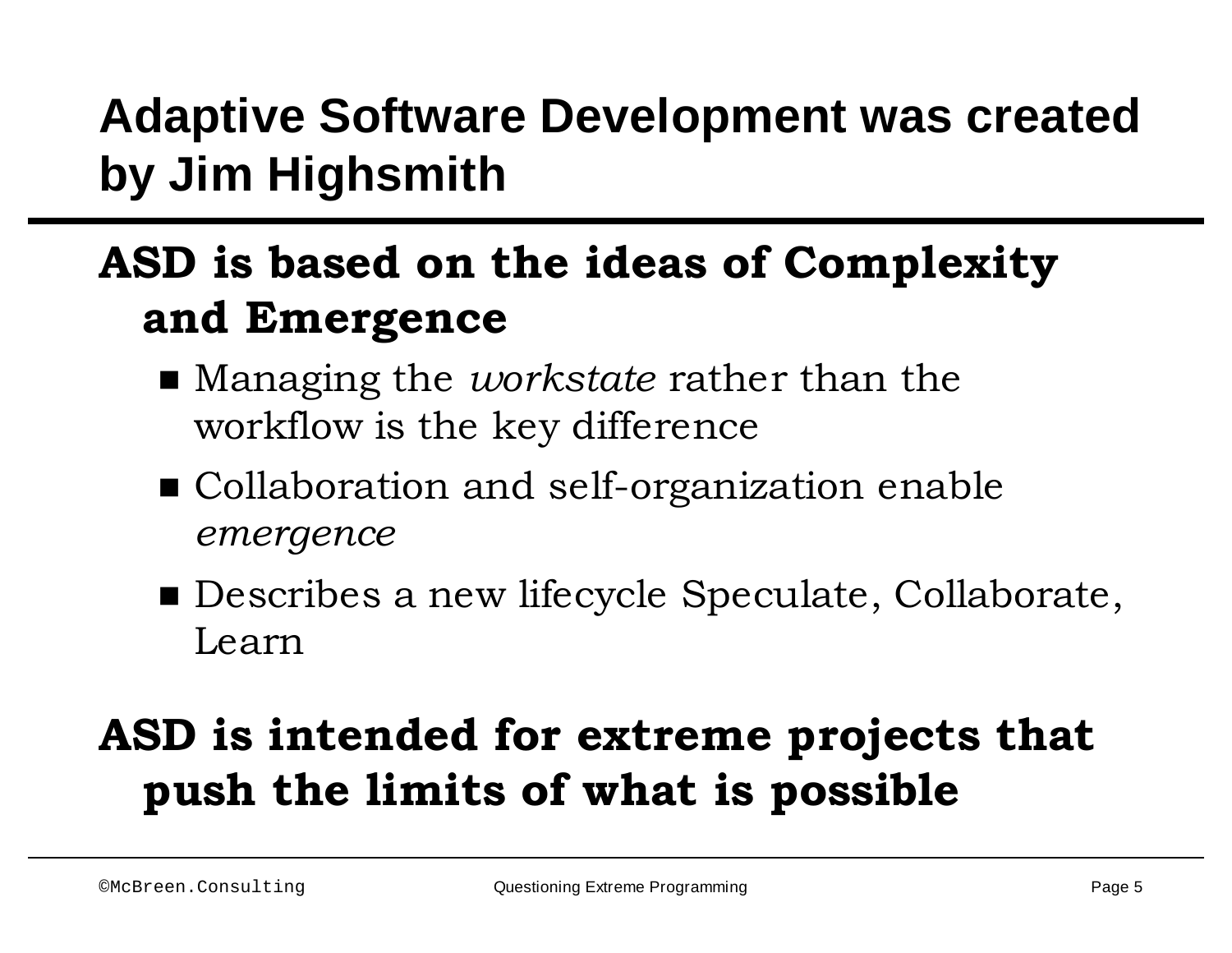# Adaptive Software Development was created by Jim Highsmith

**ASD is based on the ideas of Complexity and Emergence**

- Managing the *workstate* rather than the workflow is the key difference
- Collaboration and self-organization enable *emergence*
- Describes a new lifecycle Speculate, Collaborate, Learn

**ASD is intended for extreme projects that push the limits of what is possible**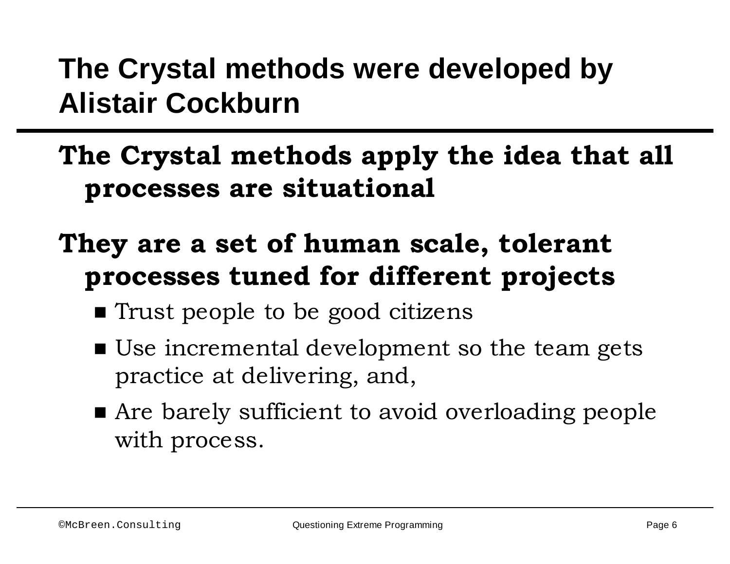# The Crystal methods were developed by Alistair Cockburn

**The Crystal methods apply the idea that all processes are situational**

**They are a set of human scale, tolerant processes tuned for different projects**

- Trust people to be good citizens
- Use incremental development so the team gets practice at delivering, and,
- Are barely sufficient to avoid overloading people with process.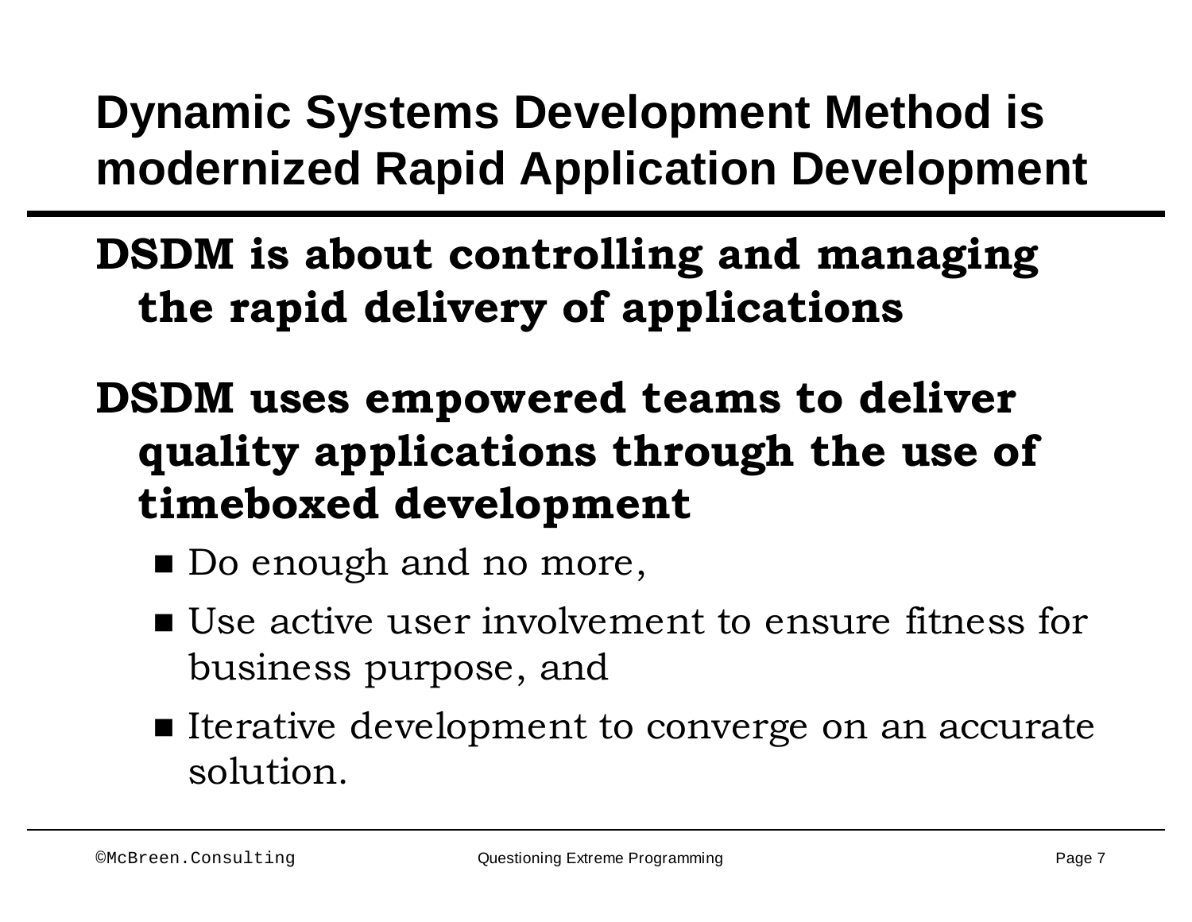# Dynamic Systems Development Method is modernized Rapid Application Development

**DSDM is about controlling and managing the rapid delivery of applications**

**DSDM uses empowered teams to deliver quality applications through the use of timeboxed development**

- Do enough and no more,
- Use active user involvement to ensure fitness for business purpose, and
- Iterative development to converge on an accurate solution.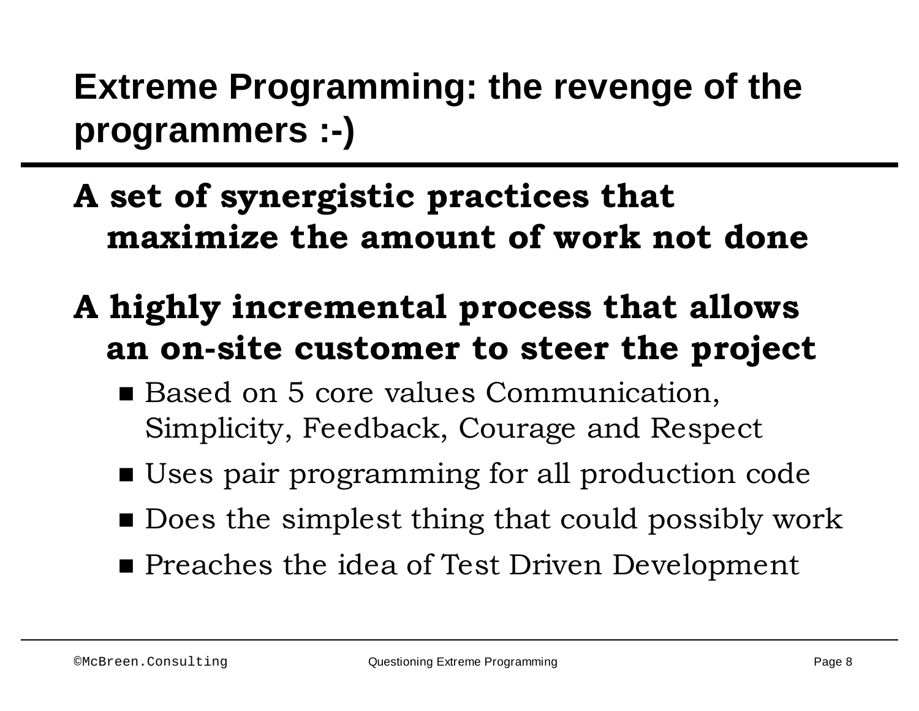# Extreme Programming: the revenge of the programmers :-)

- **A set of synergistic practices that maximize the amount of work not done**
- **A highly incremental process that allows an on-site customer to steer the project**
  - Based on 5 core values Communication, Simplicity, Feedback, Courage and Respect
  - Uses pair programming for all production code
  - Does the simplest thing that could possibly work
  - Preaches the idea of Test Driven Development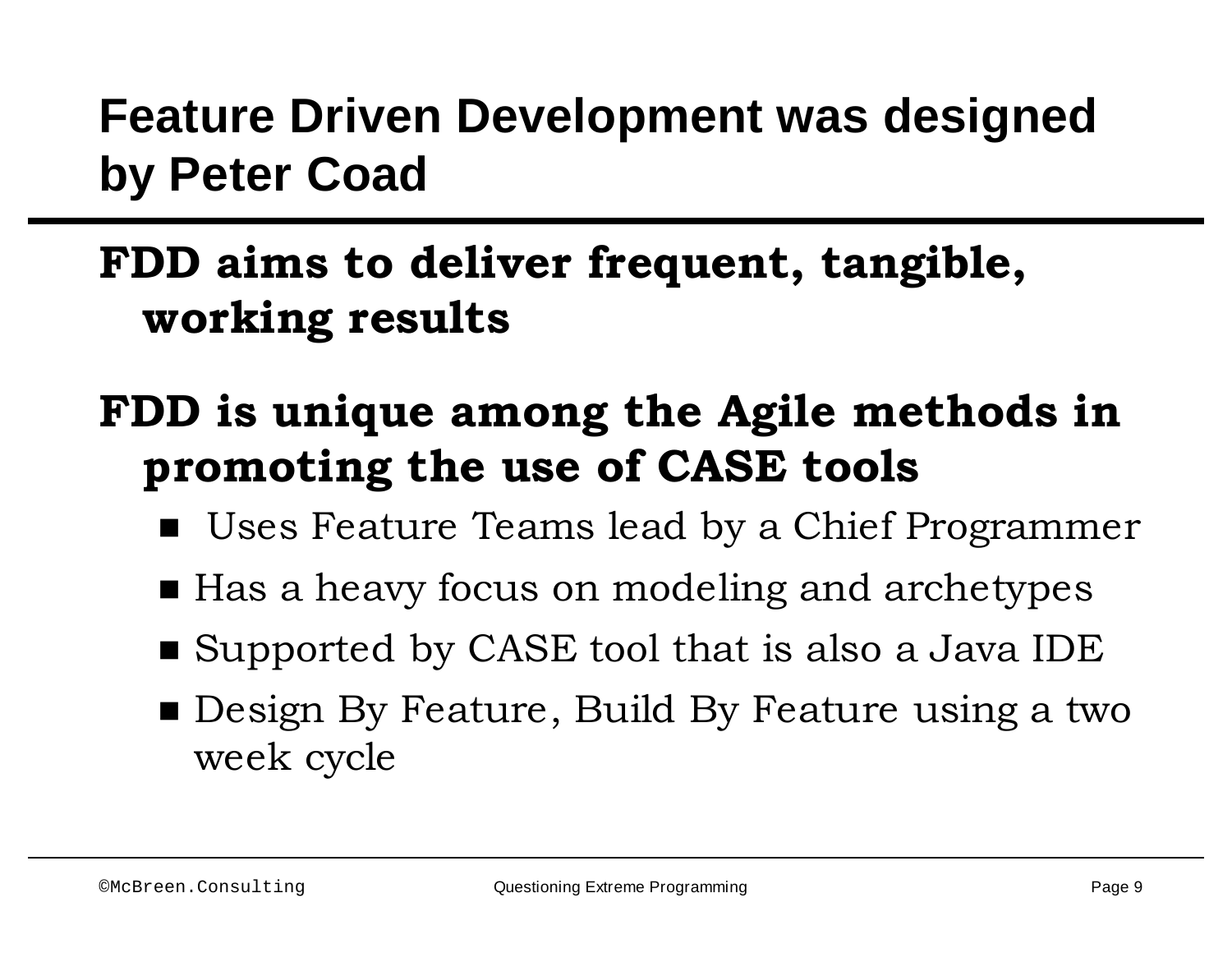# Feature Driven Development was designed by Peter Coad

- **FDD aims to deliver frequent, tangible, working results**
- **FDD is unique among the Agile methods in promoting the use of CASE tools**
  - Uses Feature Teams lead by a Chief Programmer
  - Has a heavy focus on modeling and archetypes
  - Supported by CASE tool that is also a Java IDE
  - Design By Feature, Build By Feature using a two week cycle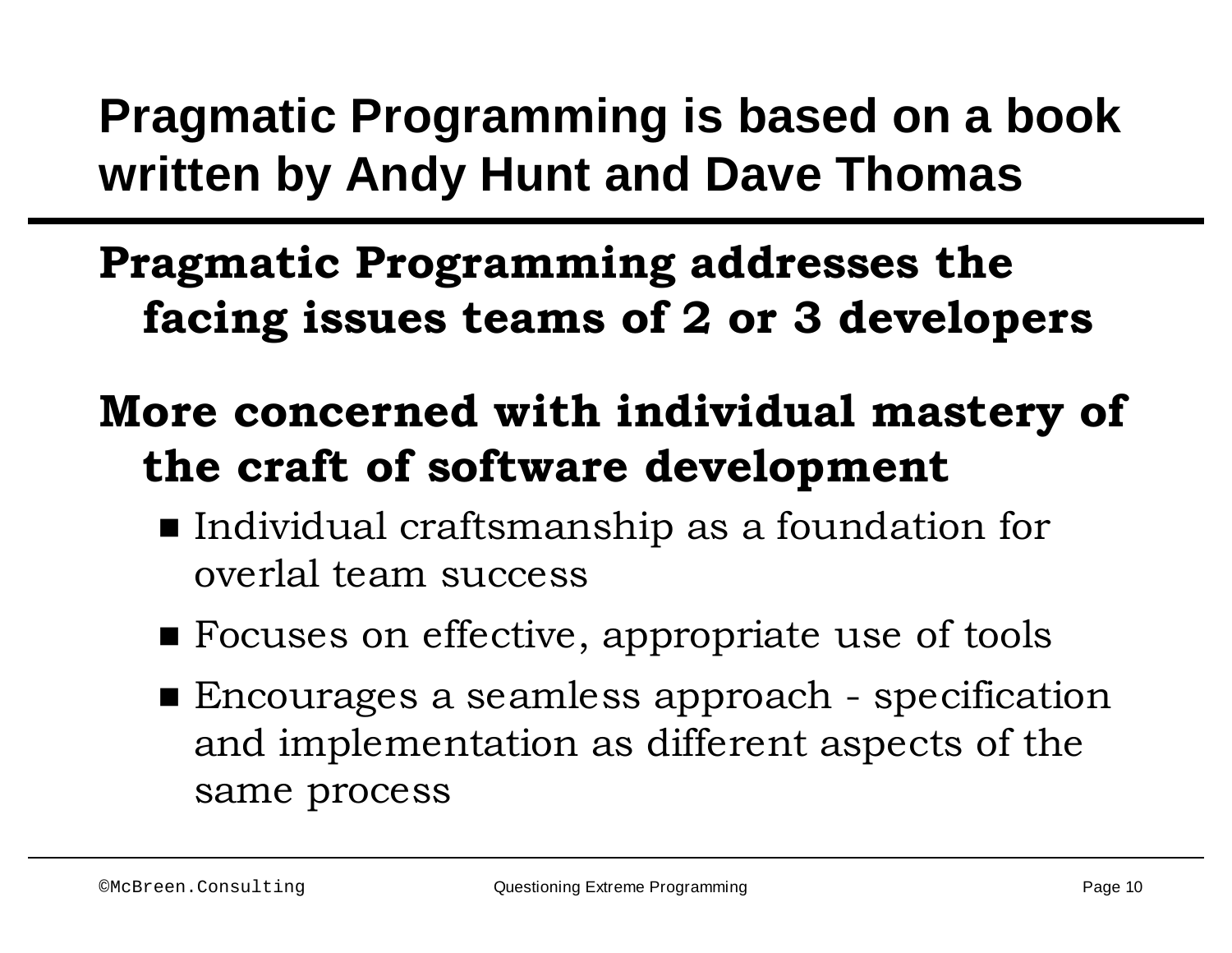# Pragmatic Programming is based on a book written by Andy Hunt and Dave Thomas

**Pragmatic Programming addresses the facing issues teams of 2 or 3 developers**

**More concerned with individual mastery of the craft of software development**

- Individual craftsmanship as a foundation for overlal team success
- Focuses on effective, appropriate use of tools
- Encourages a seamless approach - specification and implementation as different aspects of the same process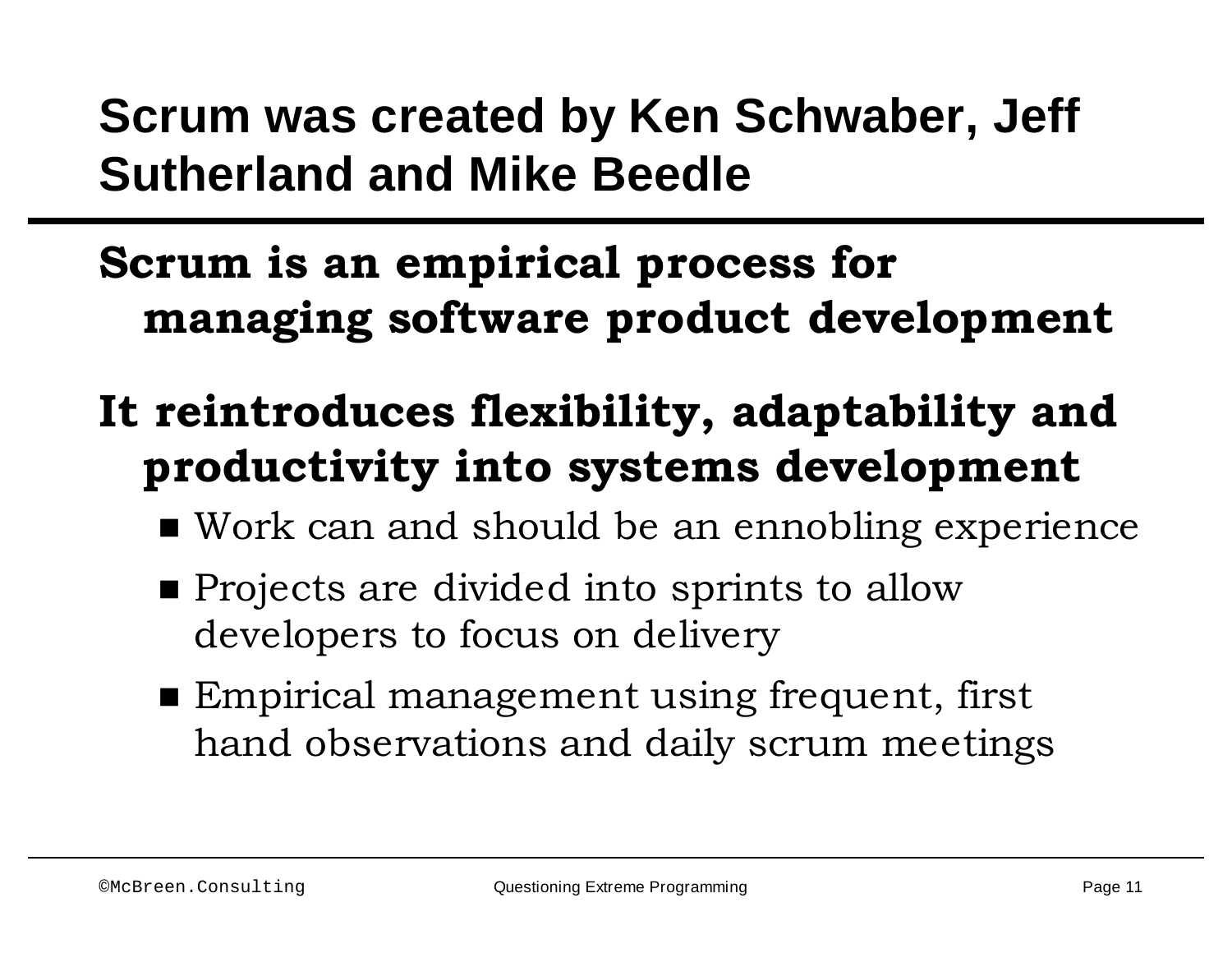# Scrum was created by Ken Schwaber, Jeff Sutherland and Mike Beedle

**Scrum is an empirical process for managing software product development**

**It reintroduces flexibility, adaptability and productivity into systems development**

- Work can and should be an ennobling experience
- Projects are divided into sprints to allow developers to focus on delivery
- Empirical management using frequent, first hand observations and daily scrum meetings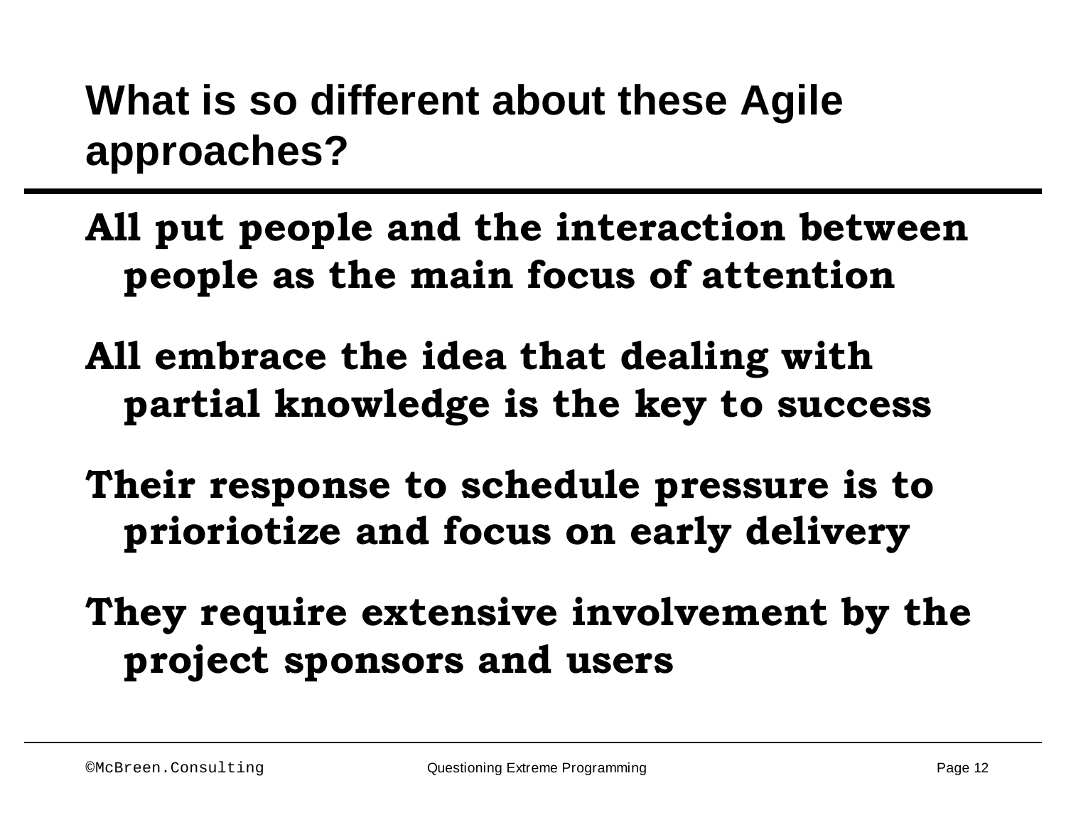# What is so different about these Agile approaches?

**All put people and the interaction between people as the main focus of attention**

**All embrace the idea that dealing with partial knowledge is the key to success**

**Their response to schedule pressure is to prioriotize and focus on early delivery**

**They require extensive involvement by the project sponsors and users**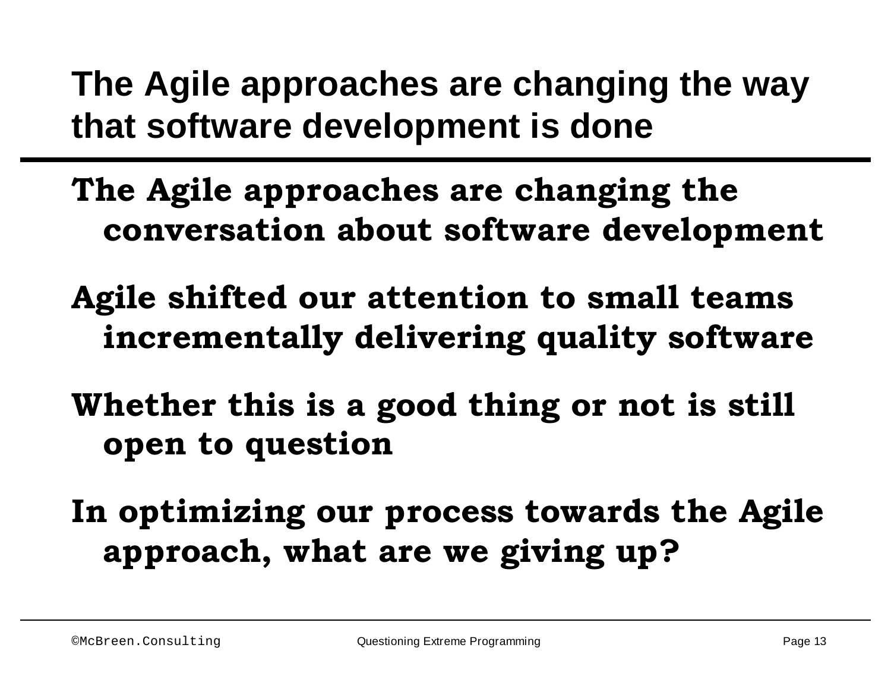# The Agile approaches are changing the way that software development is done

**The Agile approaches are changing the conversation about software development**

**Agile shifted our attention to small teams incrementally delivering quality software**

**Whether this is a good thing or not is still open to question**

**In optimizing our process towards the Agile approach, what are we giving up?**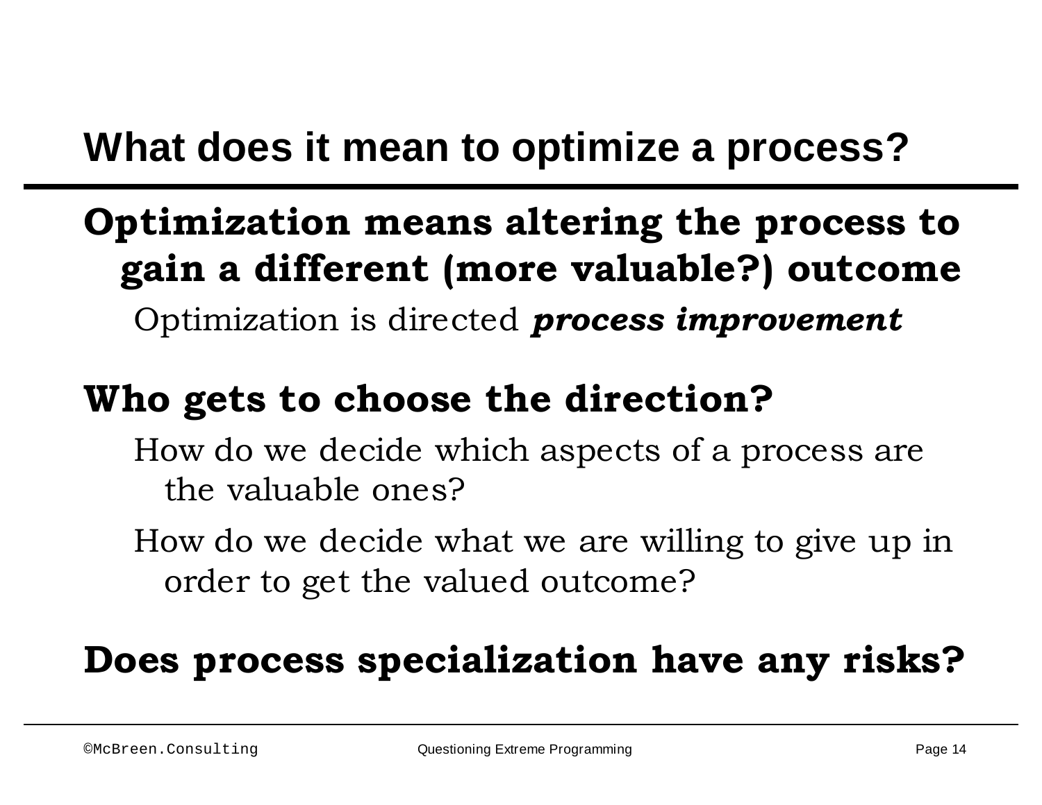# What does it mean to optimize a process?

## Optimization means altering the process to gain a different (more valuable?) outcome

Optimization is directed ***process improvement***

## Who gets to choose the direction?

How do we decide which aspects of a process are the valuable ones?

How do we decide what we are willing to give up in order to get the valued outcome?

## Does process specialization have any risks?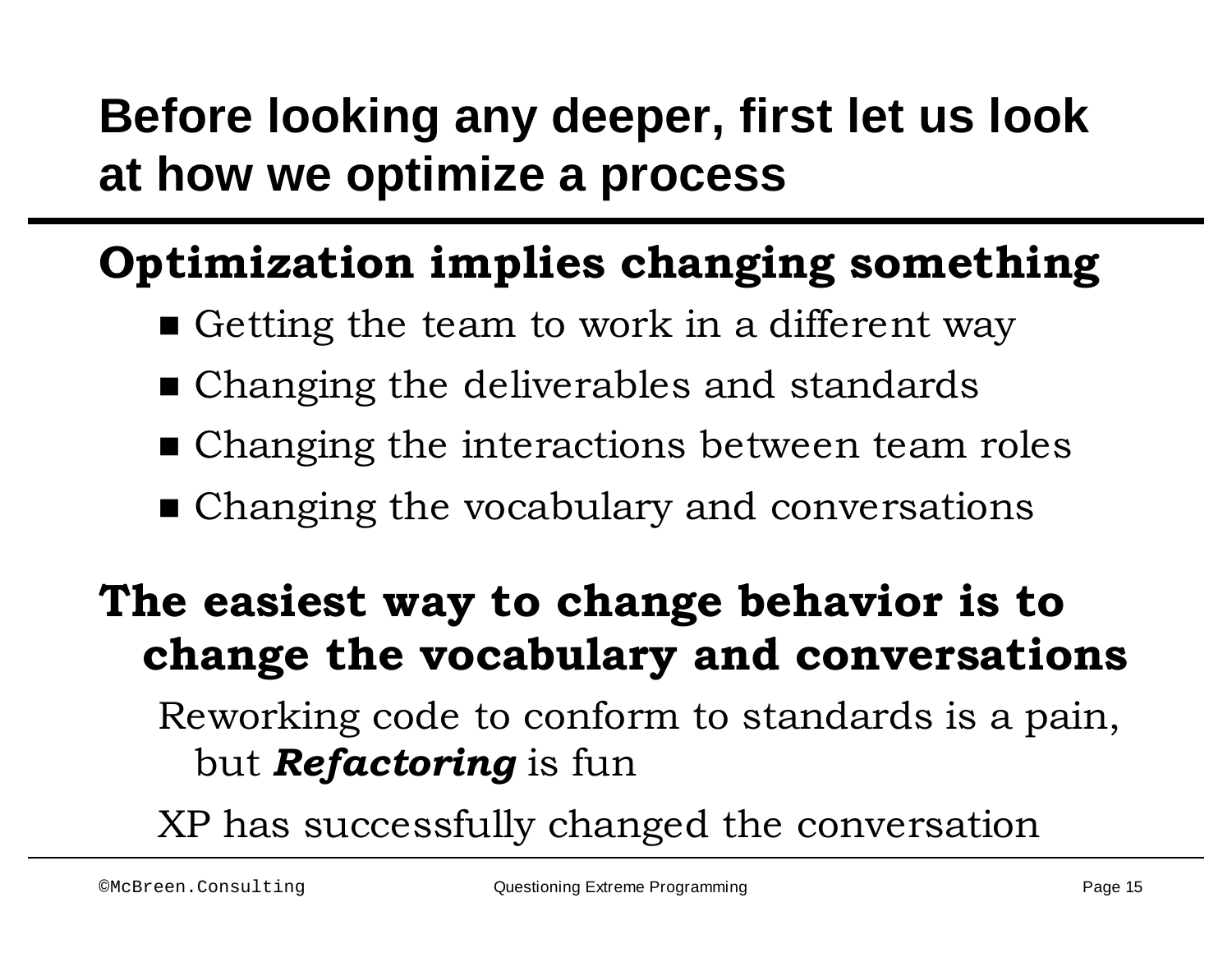# Before looking any deeper, first let us look at how we optimize a process

## Optimization implies changing something

- Getting the team to work in a different way
- Changing the deliverables and standards
- Changing the interactions between team roles
- Changing the vocabulary and conversations

## The easiest way to change behavior is to change the vocabulary and conversations

Reworking code to conform to standards is a pain, but ***Refactoring*** is fun

XP has successfully changed the conversation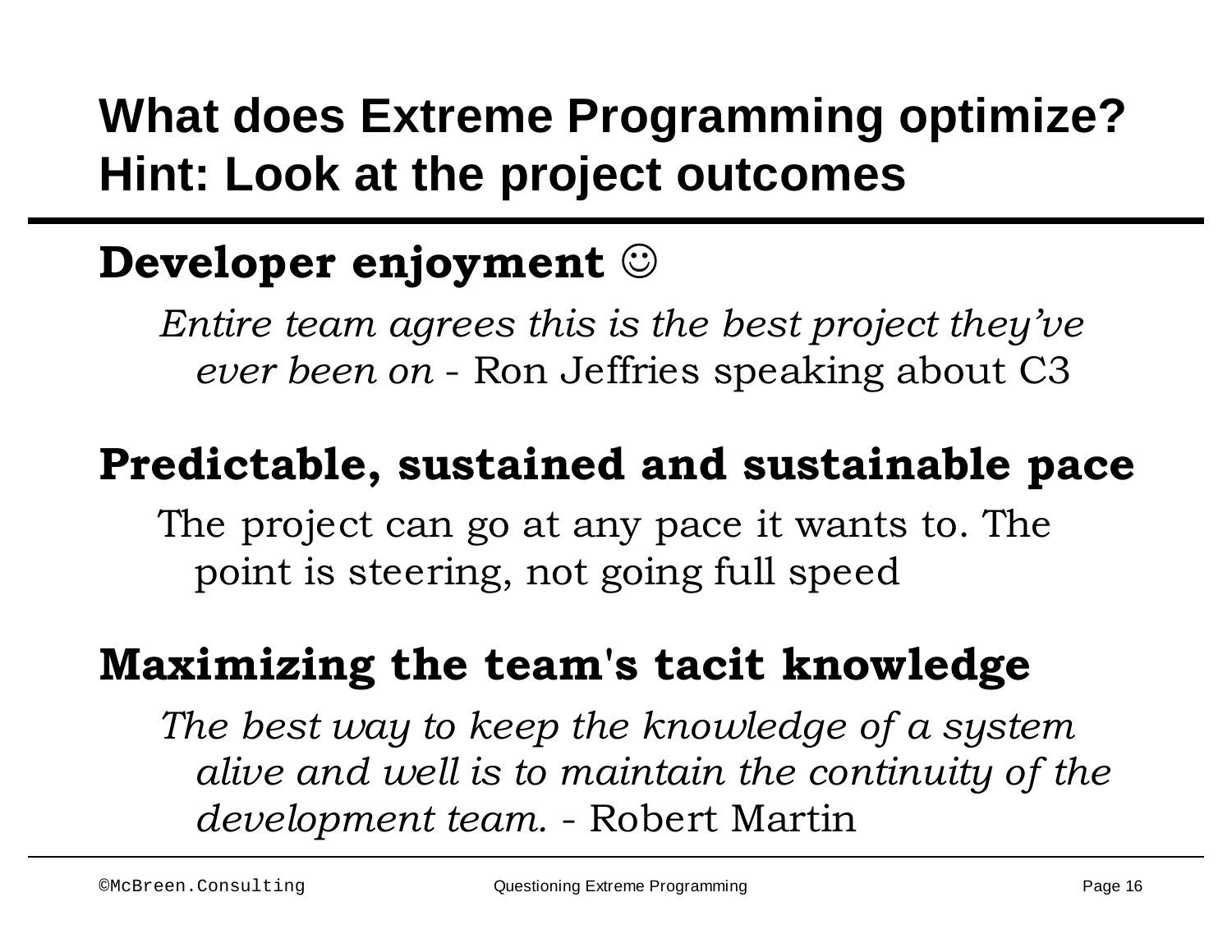# What does Extreme Programming optimize?
# Hint: Look at the project outcomes

## Developer enjoyment ☺

*Entire team agrees this is the best project they've ever been on* - Ron Jeffries speaking about C3

## Predictable, sustained and sustainable pace

The project can go at any pace it wants to. The point is steering, not going full speed

## Maximizing the team's tacit knowledge

*The best way to keep the knowledge of a system alive and well is to maintain the continuity of the development team.* - Robert Martin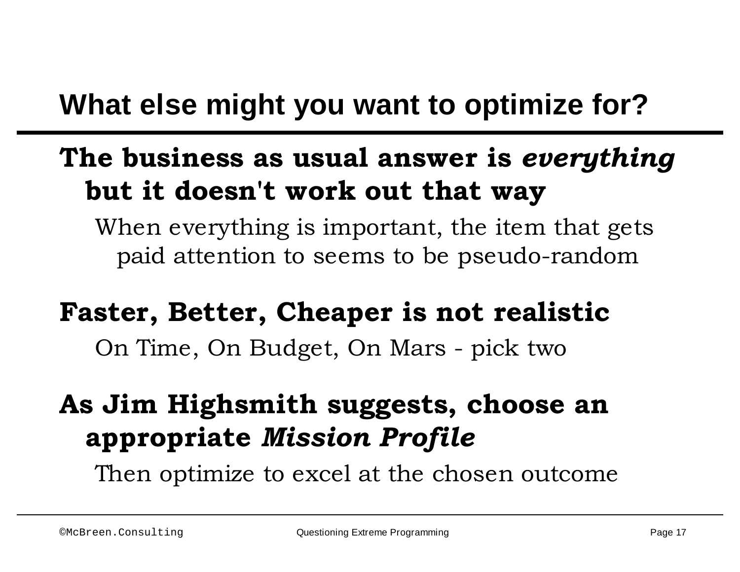# What else might you want to optimize for?

**The business as usual answer is *everything* but it doesn't work out that way**

When everything is important, the item that gets paid attention to seems to be pseudo-random

**Faster, Better, Cheaper is not realistic**

On Time, On Budget, On Mars - pick two

**As Jim Highsmith suggests, choose an appropriate *Mission Profile***

Then optimize to excel at the chosen outcome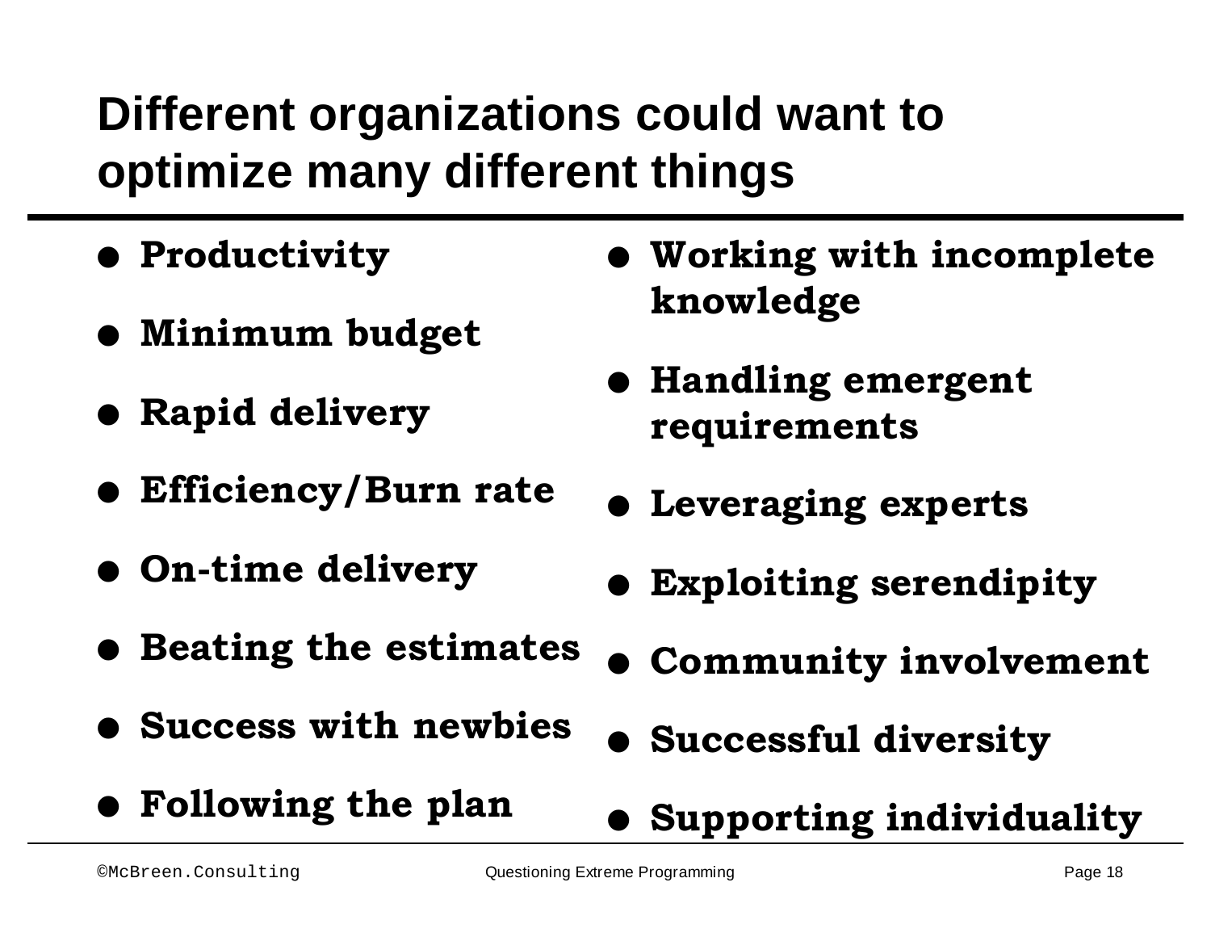# Different organizations could want to optimize many different things

- Productivity
- Minimum budget
- Rapid delivery
- Efficiency/Burn rate
- On-time delivery
- Beating the estimates
- Success with newbies
- Following the plan
- Working with incomplete knowledge
- Handling emergent requirements
- Leveraging experts
- Exploiting serendipity
- Community involvement
- Successful diversity
- Supporting individuality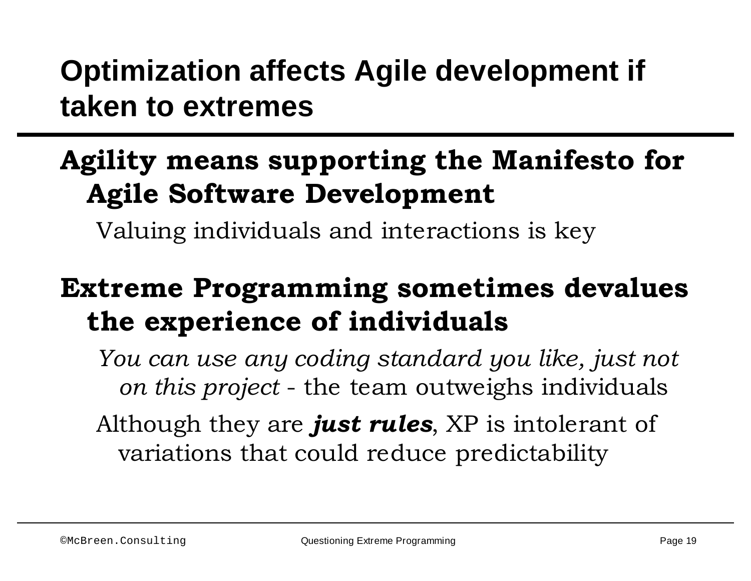# Optimization affects Agile development if taken to extremes

- **Agility means supporting the Manifesto for Agile Software Development**
  - Valuing individuals and interactions is key
- **Extreme Programming sometimes devalues the experience of individuals**
  - *You can use any coding standard you like, just not on this project* - the team outweighs individuals
  - Although they are ***just rules***, XP is intolerant of variations that could reduce predictability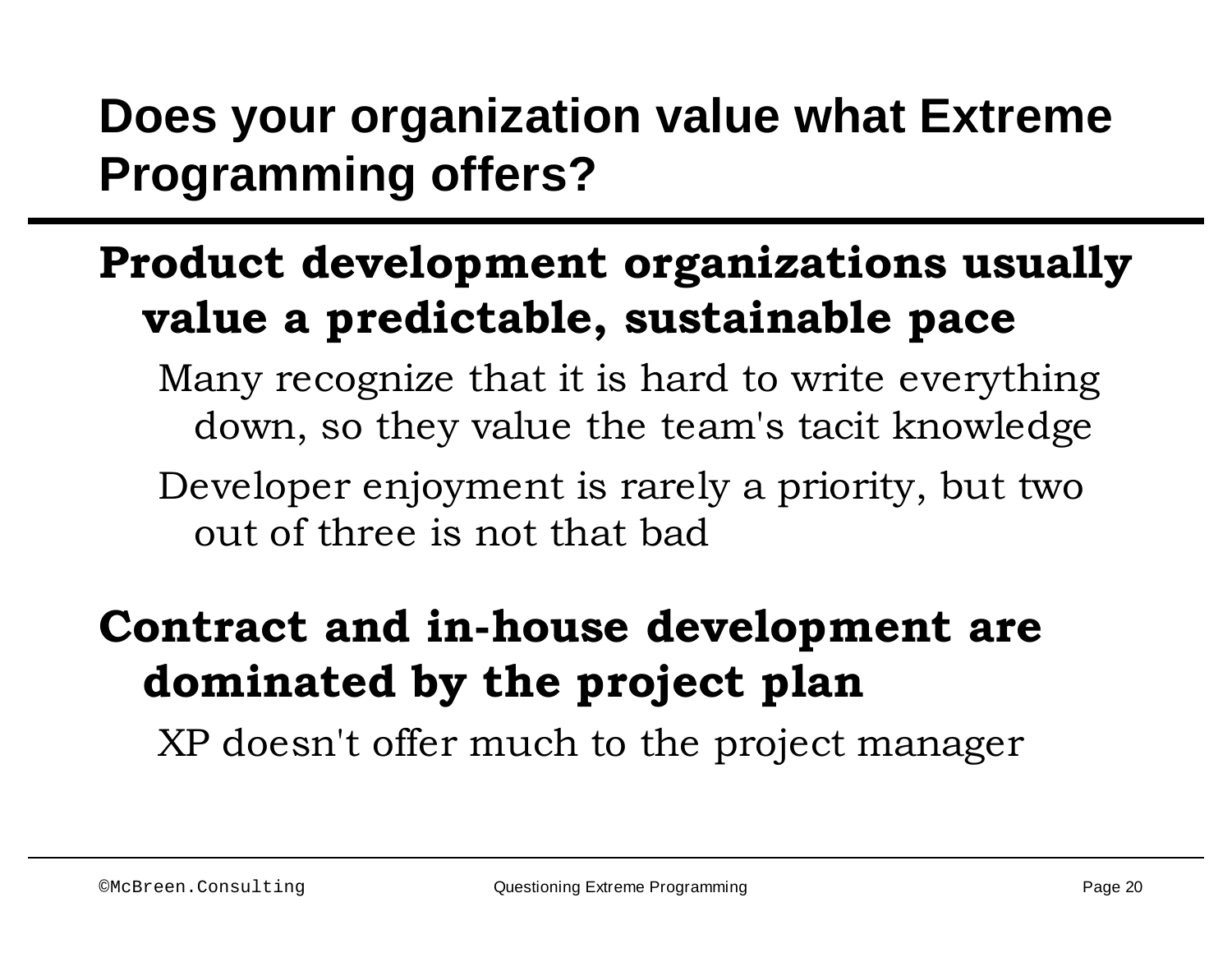# Does your organization value what Extreme Programming offers?

## Product development organizations usually value a predictable, sustainable pace

- Many recognize that it is hard to write everything down, so they value the team's tacit knowledge
- Developer enjoyment is rarely a priority, but two out of three is not that bad

## Contract and in-house development are dominated by the project plan

- XP doesn't offer much to the project manager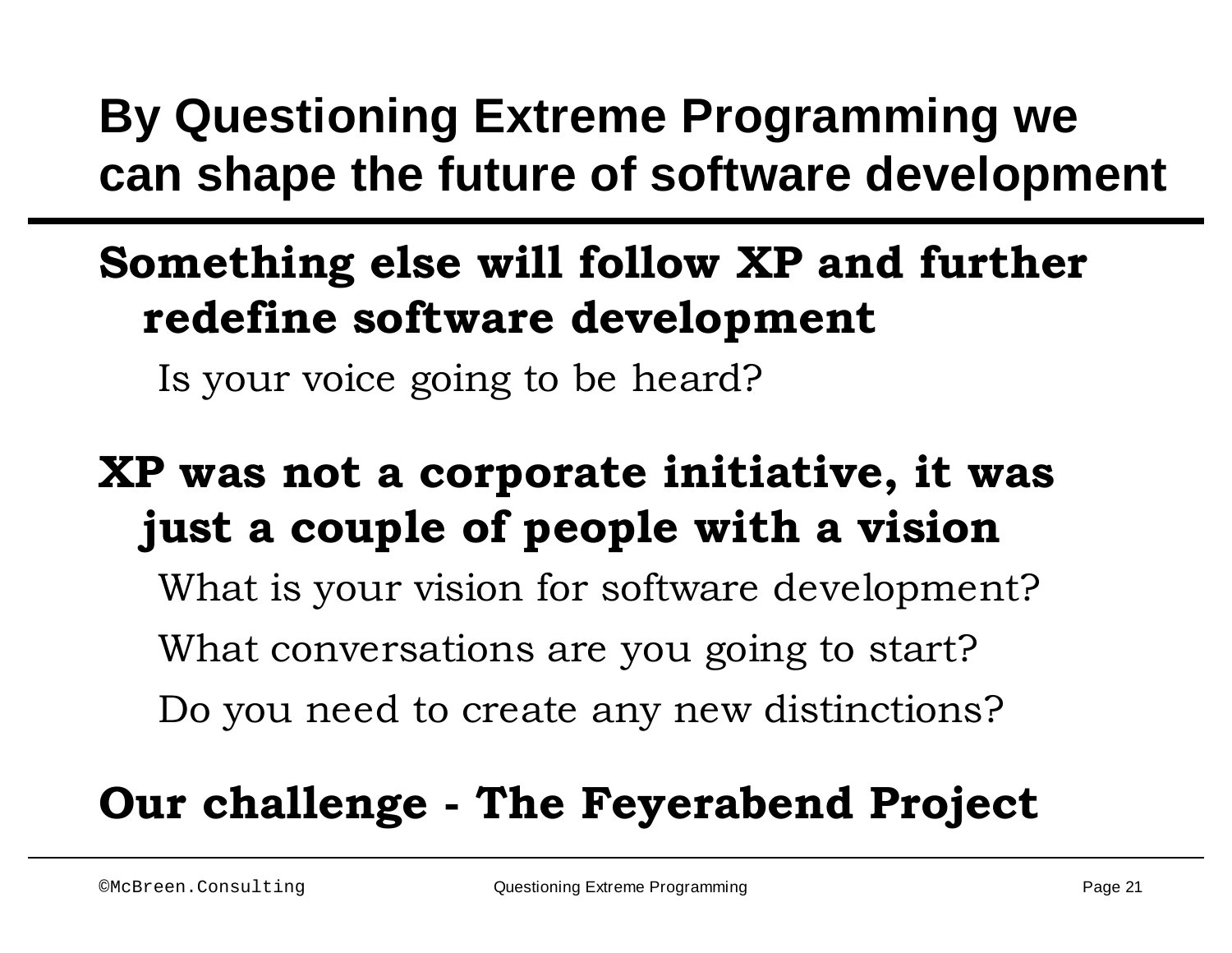# By Questioning Extreme Programming we can shape the future of software development

**Something else will follow XP and further redefine software development**

Is your voice going to be heard?

**XP was not a corporate initiative, it was just a couple of people with a vision**

What is your vision for software development?

What conversations are you going to start?

Do you need to create any new distinctions?

**Our challenge - The Feyerabend Project**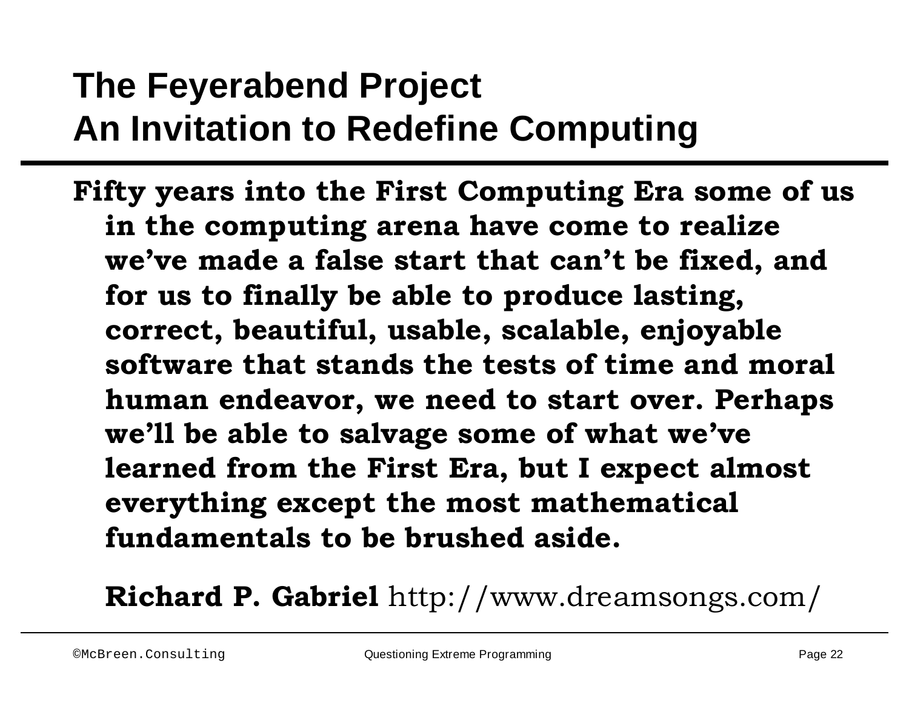# The Feyerabend Project
# An Invitation to Redefine Computing

**Fifty years into the First Computing Era some of us in the computing arena have come to realize we've made a false start that can't be fixed, and for us to finally be able to produce lasting, correct, beautiful, usable, scalable, enjoyable software that stands the tests of time and moral human endeavor, we need to start over. Perhaps we'll be able to salvage some of what we've learned from the First Era, but I expect almost everything except the most mathematical fundamentals to be brushed aside.**

**Richard P. Gabriel** http://www.dreamsongs.com/